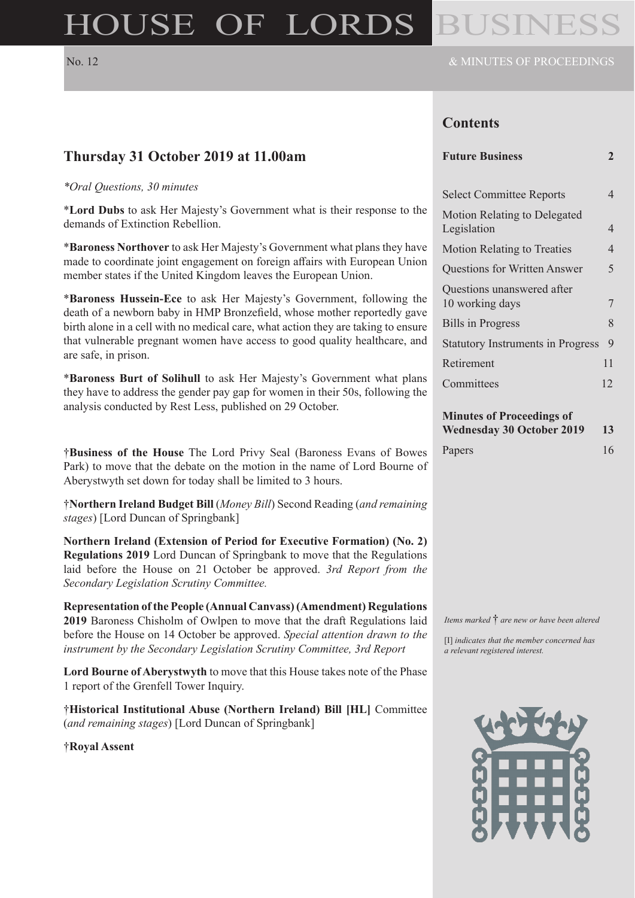# HOUSE OF LORDS BUSINESS

No. 12 & MINUTES OF PROCEEDINGS

## Thursday 31 October 2019 at 11.00am

*\*Oral Questions, 30 minutes*

\***Lord Dubs** to ask Her Majesty's Government what is their response to the demands of Extinction Rebellion.

\***Baroness Northover** to ask Her Majesty's Government what plans they have made to coordinate joint engagement on foreign affairs with European Union member states if the United Kingdom leaves the European Union.

\***Baroness Hussein-Ece** to ask Her Majesty's Government, following the death of a newborn baby in HMP Bronzefield, whose mother reportedly gave birth alone in a cell with no medical care, what action they are taking to ensure that vulnerable pregnant women have access to good quality healthcare, and are safe, in prison.

\***Baroness Burt of Solihull** to ask Her Majesty's Government what plans they have to address the gender pay gap for women in their 50s, following the analysis conducted by Rest Less, published on 29 October.

†**Business of the House** The Lord Privy Seal (Baroness Evans of Bowes Park) to move that the debate on the motion in the name of Lord Bourne of Aberystwyth set down for today shall be limited to 3 hours.

†**Northern Ireland Budget Bill** (*Money Bill*) Second Reading (*and remaining stages*) [Lord Duncan of Springbank]

**Northern Ireland (Extension of Period for Executive Formation) (No. 2) Regulations 2019** Lord Duncan of Springbank to move that the Regulations laid before the House on 21 October be approved. *3rd Report from the Secondary Legislation Scrutiny Committee.*

**Representation of the People (Annual Canvass) (Amendment) Regulations 2019** Baroness Chisholm of Owlpen to move that the draft Regulations laid before the House on 14 October be approved. *Special attention drawn to the instrument by the Secondary Legislation Scrutiny Committee, 3rd Report*

**Lord Bourne of Aberystwyth** to move that this House takes note of the Phase 1 report of the Grenfell Tower Inquiry.

†**Historical Institutional Abuse (Northern Ireland) Bill [HL]** Committee (*and remaining stages*) [Lord Duncan of Springbank]

†**Royal Assent**

## Contents

| | |
|---|---|
| **Future Business** | **2** |
| Select Committee Reports | 4 |
| Motion Relating to Delegated Legislation | 4 |
| Motion Relating to Treaties | 4 |
| Questions for Written Answer | 5 |
| Questions unanswered after 10 working days | 7 |
| Bills in Progress | 8 |
| Statutory Instruments in Progress | 9 |
| Retirement | 11 |
| Committees | 12 |
| **Minutes of Proceedings of Wednesday 30 October 2019** | **13** |
| Papers | 16 |

*Items marked* † *are new or have been altered*

[I] *indicates that the member concerned has a relevant registered interest.*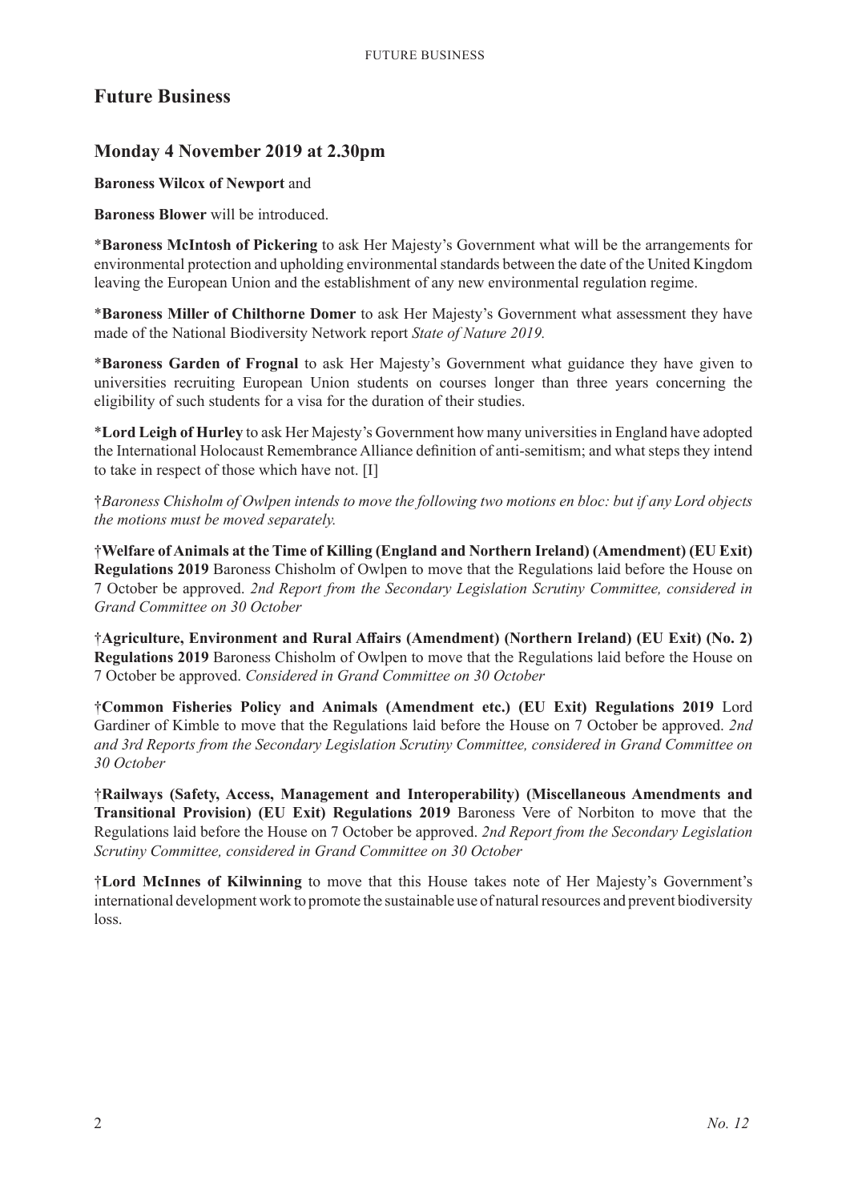# Future Business

## Monday 4 November 2019 at 2.30pm

**Baroness Wilcox of Newport** and

**Baroness Blower** will be introduced.

*__Baroness McIntosh of Pickering__ to ask Her Majesty's Government what will be the arrangements for environmental protection and upholding environmental standards between the date of the United Kingdom leaving the European Union and the establishment of any new environmental regulation regime.

*__Baroness Miller of Chilthorne Domer__ to ask Her Majesty's Government what assessment they have made of the National Biodiversity Network report *State of Nature 2019.*

*__Baroness Garden of Frognal__ to ask Her Majesty's Government what guidance they have given to universities recruiting European Union students on courses longer than three years concerning the eligibility of such students for a visa for the duration of their studies.

*__Lord Leigh of Hurley__ to ask Her Majesty's Government how many universities in England have adopted the International Holocaust Remembrance Alliance definition of anti-semitism; and what steps they intend to take in respect of those which have not. [I]

†*Baroness Chisholm of Owlpen intends to move the following two motions en bloc: but if any Lord objects the motions must be moved separately.*

†**Welfare of Animals at the Time of Killing (England and Northern Ireland) (Amendment) (EU Exit) Regulations 2019** Baroness Chisholm of Owlpen to move that the Regulations laid before the House on 7 October be approved. *2nd Report from the Secondary Legislation Scrutiny Committee, considered in Grand Committee on 30 October*

†**Agriculture, Environment and Rural Affairs (Amendment) (Northern Ireland) (EU Exit) (No. 2) Regulations 2019** Baroness Chisholm of Owlpen to move that the Regulations laid before the House on 7 October be approved. *Considered in Grand Committee on 30 October*

†**Common Fisheries Policy and Animals (Amendment etc.) (EU Exit) Regulations 2019** Lord Gardiner of Kimble to move that the Regulations laid before the House on 7 October be approved. *2nd and 3rd Reports from the Secondary Legislation Scrutiny Committee, considered in Grand Committee on 30 October*

†**Railways (Safety, Access, Management and Interoperability) (Miscellaneous Amendments and Transitional Provision) (EU Exit) Regulations 2019** Baroness Vere of Norbiton to move that the Regulations laid before the House on 7 October be approved. *2nd Report from the Secondary Legislation Scrutiny Committee, considered in Grand Committee on 30 October*

†**Lord McInnes of Kilwinning** to move that this House takes note of Her Majesty's Government's international development work to promote the sustainable use of natural resources and prevent biodiversity loss.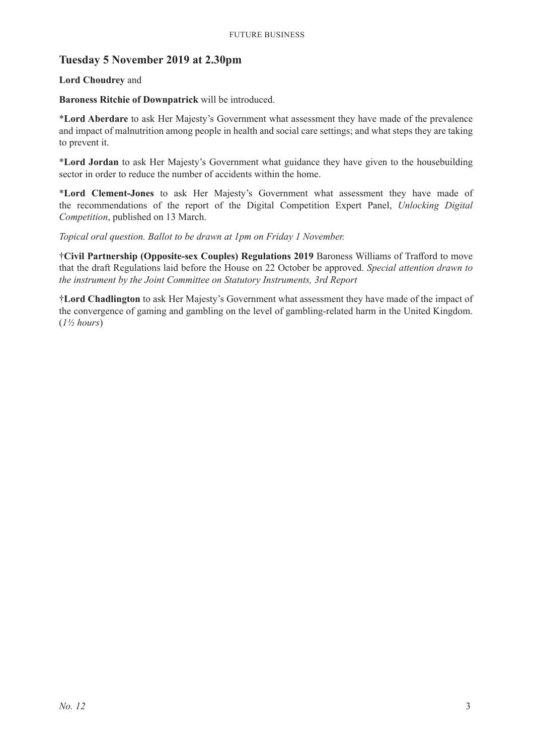## Tuesday 5 November 2019 at 2.30pm

**Lord Choudrey** and

**Baroness Ritchie of Downpatrick** will be introduced.

*__Lord Aberdare__ to ask Her Majesty's Government what assessment they have made of the prevalence and impact of malnutrition among people in health and social care settings; and what steps they are taking to prevent it.

*__Lord Jordan__ to ask Her Majesty's Government what guidance they have given to the housebuilding sector in order to reduce the number of accidents within the home.

*__Lord Clement-Jones__ to ask Her Majesty's Government what assessment they have made of the recommendations of the report of the Digital Competition Expert Panel, *Unlocking Digital Competition*, published on 13 March.

*Topical oral question. Ballot to be drawn at 1pm on Friday 1 November.*

†**Civil Partnership (Opposite-sex Couples) Regulations 2019** Baroness Williams of Trafford to move that the draft Regulations laid before the House on 22 October be approved. *Special attention drawn to the instrument by the Joint Committee on Statutory Instruments, 3rd Report*

†**Lord Chadlington** to ask Her Majesty's Government what assessment they have made of the impact of the convergence of gaming and gambling on the level of gambling-related harm in the United Kingdom. (*1½ hours*)

*No. 12*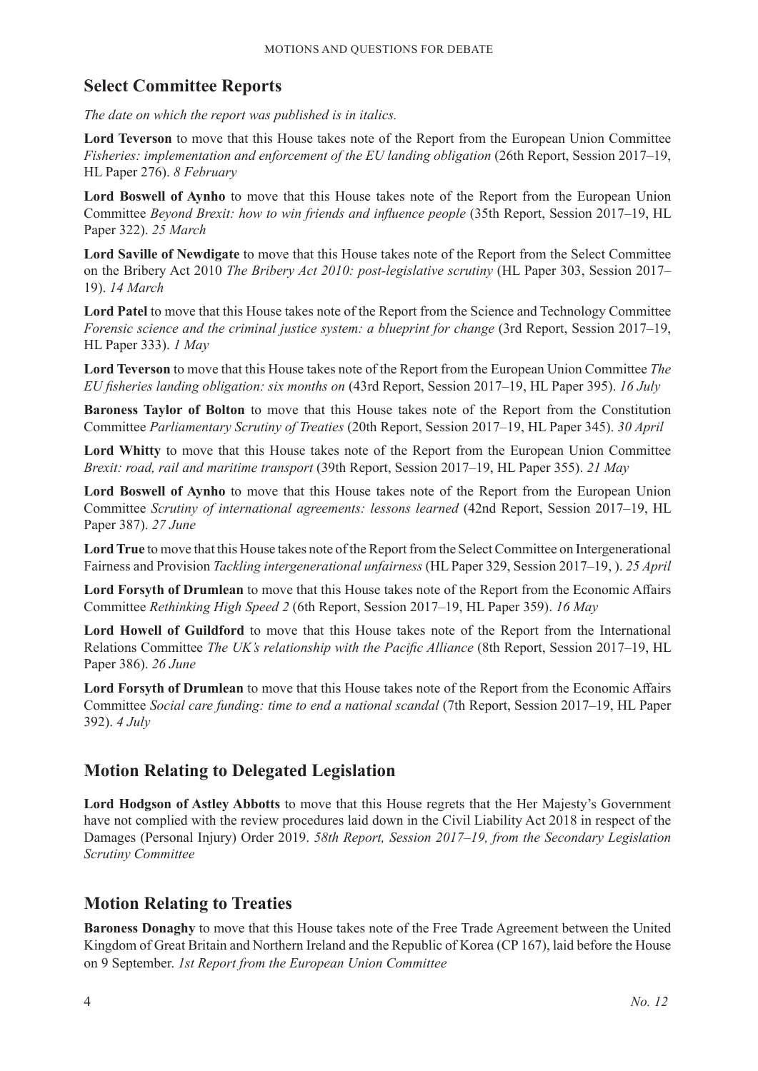## Select Committee Reports

*The date on which the report was published is in italics.*

**Lord Teverson** to move that this House takes note of the Report from the European Union Committee *Fisheries: implementation and enforcement of the EU landing obligation* (26th Report, Session 2017–19, HL Paper 276). *8 February*

**Lord Boswell of Aynho** to move that this House takes note of the Report from the European Union Committee *Beyond Brexit: how to win friends and influence people* (35th Report, Session 2017–19, HL Paper 322). *25 March*

**Lord Saville of Newdigate** to move that this House takes note of the Report from the Select Committee on the Bribery Act 2010 *The Bribery Act 2010: post-legislative scrutiny* (HL Paper 303, Session 2017–19). *14 March*

**Lord Patel** to move that this House takes note of the Report from the Science and Technology Committee *Forensic science and the criminal justice system: a blueprint for change* (3rd Report, Session 2017–19, HL Paper 333). *1 May*

**Lord Teverson** to move that this House takes note of the Report from the European Union Committee *The EU fisheries landing obligation: six months on* (43rd Report, Session 2017–19, HL Paper 395). *16 July*

**Baroness Taylor of Bolton** to move that this House takes note of the Report from the Constitution Committee *Parliamentary Scrutiny of Treaties* (20th Report, Session 2017–19, HL Paper 345). *30 April*

**Lord Whitty** to move that this House takes note of the Report from the European Union Committee *Brexit: road, rail and maritime transport* (39th Report, Session 2017–19, HL Paper 355). *21 May*

**Lord Boswell of Aynho** to move that this House takes note of the Report from the European Union Committee *Scrutiny of international agreements: lessons learned* (42nd Report, Session 2017–19, HL Paper 387). *27 June*

**Lord True** to move that this House takes note of the Report from the Select Committee on Intergenerational Fairness and Provision *Tackling intergenerational unfairness* (HL Paper 329, Session 2017–19, ). *25 April*

**Lord Forsyth of Drumlean** to move that this House takes note of the Report from the Economic Affairs Committee *Rethinking High Speed 2* (6th Report, Session 2017–19, HL Paper 359). *16 May*

**Lord Howell of Guildford** to move that this House takes note of the Report from the International Relations Committee *The UK's relationship with the Pacific Alliance* (8th Report, Session 2017–19, HL Paper 386). *26 June*

**Lord Forsyth of Drumlean** to move that this House takes note of the Report from the Economic Affairs Committee *Social care funding: time to end a national scandal* (7th Report, Session 2017–19, HL Paper 392). *4 July*

## Motion Relating to Delegated Legislation

**Lord Hodgson of Astley Abbotts** to move that this House regrets that the Her Majesty's Government have not complied with the review procedures laid down in the Civil Liability Act 2018 in respect of the Damages (Personal Injury) Order 2019. *58th Report, Session 2017–19, from the Secondary Legislation Scrutiny Committee*

## Motion Relating to Treaties

**Baroness Donaghy** to move that this House takes note of the Free Trade Agreement between the United Kingdom of Great Britain and Northern Ireland and the Republic of Korea (CP 167), laid before the House on 9 September. *1st Report from the European Union Committee*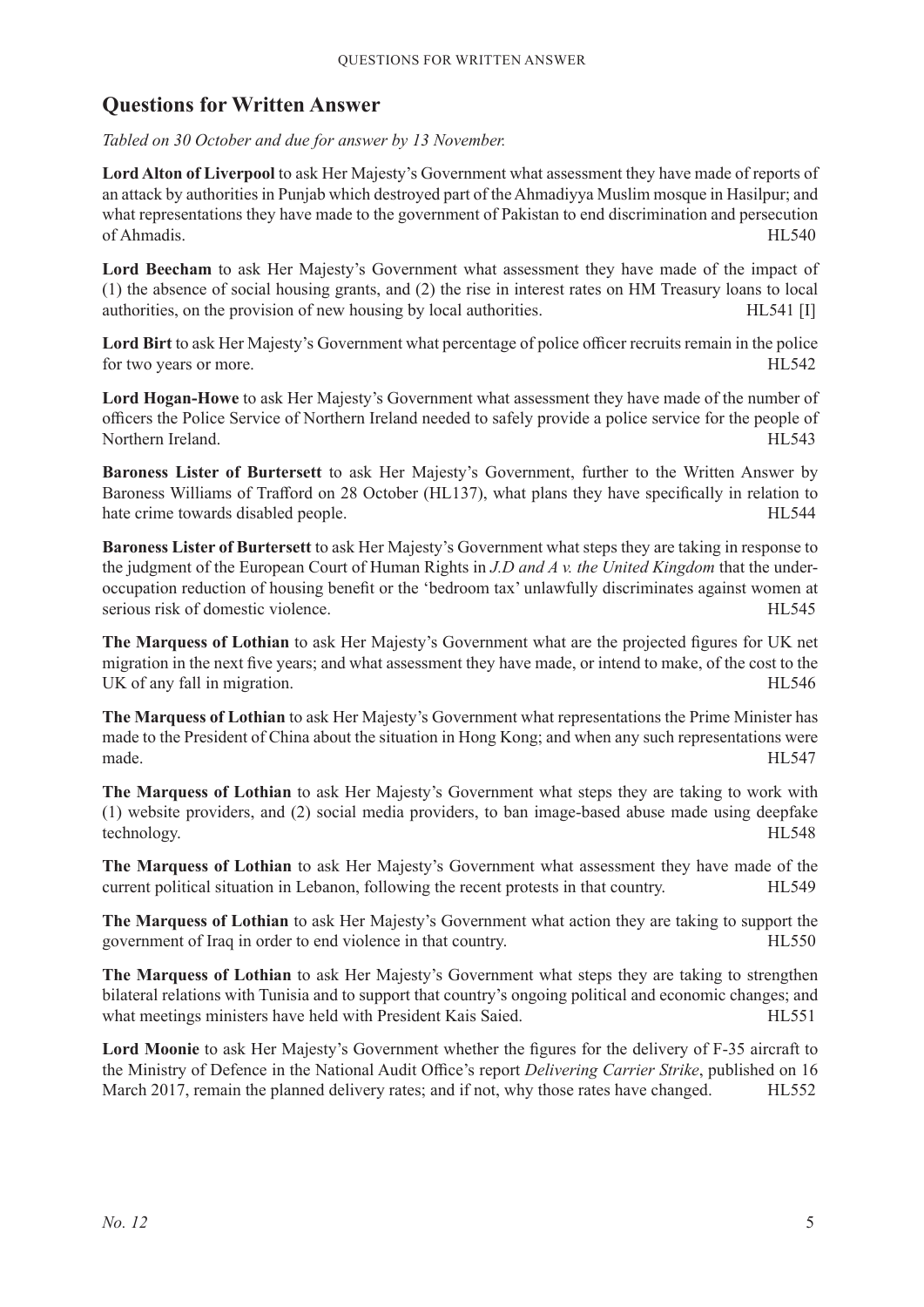## Questions for Written Answer

*Tabled on 30 October and due for answer by 13 November.*

**Lord Alton of Liverpool** to ask Her Majesty's Government what assessment they have made of reports of an attack by authorities in Punjab which destroyed part of the Ahmadiyya Muslim mosque in Hasilpur; and what representations they have made to the government of Pakistan to end discrimination and persecution of Ahmadis. HL540

**Lord Beecham** to ask Her Majesty's Government what assessment they have made of the impact of (1) the absence of social housing grants, and (2) the rise in interest rates on HM Treasury loans to local authorities, on the provision of new housing by local authorities. HL541 [I]

**Lord Birt** to ask Her Majesty's Government what percentage of police officer recruits remain in the police for two years or more. HL542

**Lord Hogan-Howe** to ask Her Majesty's Government what assessment they have made of the number of officers the Police Service of Northern Ireland needed to safely provide a police service for the people of Northern Ireland. HL543

**Baroness Lister of Burtersett** to ask Her Majesty's Government, further to the Written Answer by Baroness Williams of Trafford on 28 October (HL137), what plans they have specifically in relation to hate crime towards disabled people. HL544

**Baroness Lister of Burtersett** to ask Her Majesty's Government what steps they are taking in response to the judgment of the European Court of Human Rights in *J.D and A v. the United Kingdom* that the under-occupation reduction of housing benefit or the 'bedroom tax' unlawfully discriminates against women at serious risk of domestic violence. HL545

**The Marquess of Lothian** to ask Her Majesty's Government what are the projected figures for UK net migration in the next five years; and what assessment they have made, or intend to make, of the cost to the UK of any fall in migration. HL546

**The Marquess of Lothian** to ask Her Majesty's Government what representations the Prime Minister has made to the President of China about the situation in Hong Kong; and when any such representations were made. HL547

**The Marquess of Lothian** to ask Her Majesty's Government what steps they are taking to work with (1) website providers, and (2) social media providers, to ban image-based abuse made using deepfake technology. HL548

**The Marquess of Lothian** to ask Her Majesty's Government what assessment they have made of the current political situation in Lebanon, following the recent protests in that country. HL549

**The Marquess of Lothian** to ask Her Majesty's Government what action they are taking to support the government of Iraq in order to end violence in that country. HL550

**The Marquess of Lothian** to ask Her Majesty's Government what steps they are taking to strengthen bilateral relations with Tunisia and to support that country's ongoing political and economic changes; and what meetings ministers have held with President Kais Saied. HL551

**Lord Moonie** to ask Her Majesty's Government whether the figures for the delivery of F-35 aircraft to the Ministry of Defence in the National Audit Office's report *Delivering Carrier Strike*, published on 16 March 2017, remain the planned delivery rates; and if not, why those rates have changed. HL552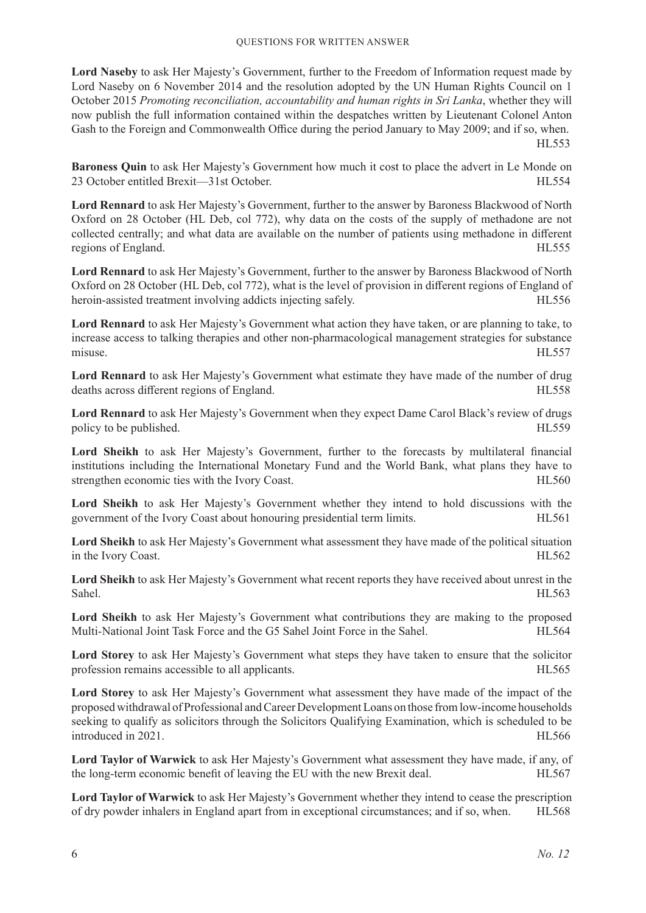**Lord Naseby** to ask Her Majesty's Government, further to the Freedom of Information request made by Lord Naseby on 6 November 2014 and the resolution adopted by the UN Human Rights Council on 1 October 2015 *Promoting reconciliation, accountability and human rights in Sri Lanka*, whether they will now publish the full information contained within the despatches written by Lieutenant Colonel Anton Gash to the Foreign and Commonwealth Office during the period January to May 2009; and if so, when. HL553

**Baroness Quin** to ask Her Majesty's Government how much it cost to place the advert in Le Monde on 23 October entitled Brexit—31st October. HL554

**Lord Rennard** to ask Her Majesty's Government, further to the answer by Baroness Blackwood of North Oxford on 28 October (HL Deb, col 772), why data on the costs of the supply of methadone are not collected centrally; and what data are available on the number of patients using methadone in different regions of England. HL555

**Lord Rennard** to ask Her Majesty's Government, further to the answer by Baroness Blackwood of North Oxford on 28 October (HL Deb, col 772), what is the level of provision in different regions of England of heroin-assisted treatment involving addicts injecting safely. HL556

**Lord Rennard** to ask Her Majesty's Government what action they have taken, or are planning to take, to increase access to talking therapies and other non-pharmacological management strategies for substance misuse. HL557

**Lord Rennard** to ask Her Majesty's Government what estimate they have made of the number of drug deaths across different regions of England. HL558

**Lord Rennard** to ask Her Majesty's Government when they expect Dame Carol Black's review of drugs policy to be published. HL559

**Lord Sheikh** to ask Her Majesty's Government, further to the forecasts by multilateral financial institutions including the International Monetary Fund and the World Bank, what plans they have to strengthen economic ties with the Ivory Coast. HL560

**Lord Sheikh** to ask Her Majesty's Government whether they intend to hold discussions with the government of the Ivory Coast about honouring presidential term limits. HL561

**Lord Sheikh** to ask Her Majesty's Government what assessment they have made of the political situation in the Ivory Coast. HL562

**Lord Sheikh** to ask Her Majesty's Government what recent reports they have received about unrest in the Sahel. HL563

**Lord Sheikh** to ask Her Majesty's Government what contributions they are making to the proposed Multi-National Joint Task Force and the G5 Sahel Joint Force in the Sahel. HL564

**Lord Storey** to ask Her Majesty's Government what steps they have taken to ensure that the solicitor profession remains accessible to all applicants. HL565

**Lord Storey** to ask Her Majesty's Government what assessment they have made of the impact of the proposed withdrawal of Professional and Career Development Loans on those from low-income households seeking to qualify as solicitors through the Solicitors Qualifying Examination, which is scheduled to be introduced in 2021. HL566

**Lord Taylor of Warwick** to ask Her Majesty's Government what assessment they have made, if any, of the long-term economic benefit of leaving the EU with the new Brexit deal. HL567

**Lord Taylor of Warwick** to ask Her Majesty's Government whether they intend to cease the prescription of dry powder inhalers in England apart from in exceptional circumstances; and if so, when. HL568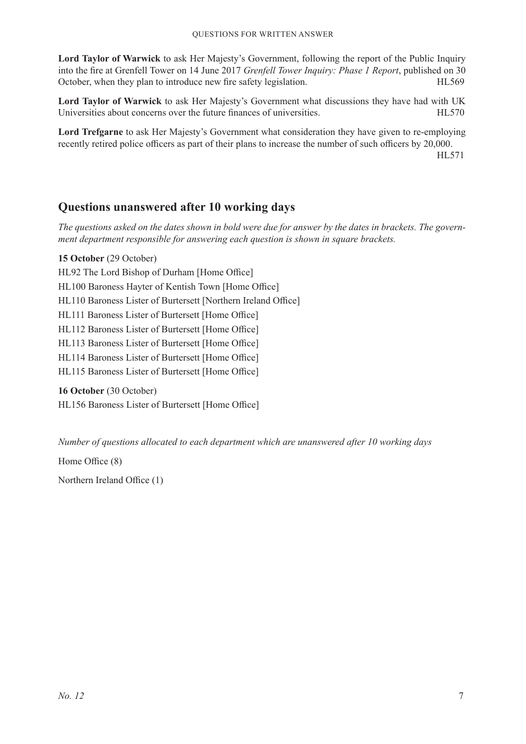**Lord Taylor of Warwick** to ask Her Majesty's Government, following the report of the Public Inquiry into the fire at Grenfell Tower on 14 June 2017 *Grenfell Tower Inquiry: Phase 1 Report*, published on 30 October, when they plan to introduce new fire safety legislation. HL569

**Lord Taylor of Warwick** to ask Her Majesty's Government what discussions they have had with UK Universities about concerns over the future finances of universities. HL570

**Lord Trefgarne** to ask Her Majesty's Government what consideration they have given to re-employing recently retired police officers as part of their plans to increase the number of such officers by 20,000. HL571

## Questions unanswered after 10 working days

*The questions asked on the dates shown in bold were due for answer by the dates in brackets. The government department responsible for answering each question is shown in square brackets.*

**15 October** (29 October)

HL92 The Lord Bishop of Durham [Home Office]

HL100 Baroness Hayter of Kentish Town [Home Office]

HL110 Baroness Lister of Burtersett [Northern Ireland Office]

HL111 Baroness Lister of Burtersett [Home Office]

HL112 Baroness Lister of Burtersett [Home Office]

HL113 Baroness Lister of Burtersett [Home Office]

HL114 Baroness Lister of Burtersett [Home Office]

HL115 Baroness Lister of Burtersett [Home Office]

**16 October** (30 October)

HL156 Baroness Lister of Burtersett [Home Office]

*Number of questions allocated to each department which are unanswered after 10 working days*

Home Office (8)

Northern Ireland Office (1)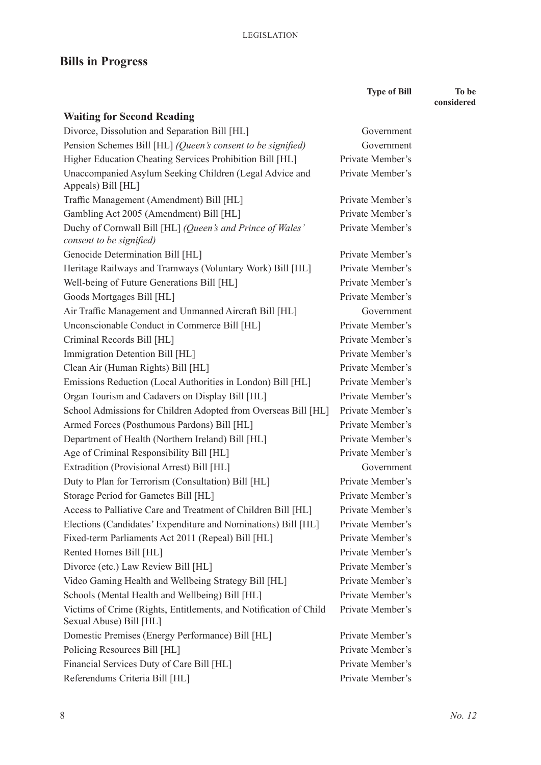## Bills in Progress

| | Type of Bill | To be considered |
|---|---|---|
| **Waiting for Second Reading** | | |
| Divorce, Dissolution and Separation Bill [HL] | Government | |
| Pension Schemes Bill [HL] *(Queen's consent to be signified)* | Government | |
| Higher Education Cheating Services Prohibition Bill [HL] | Private Member's | |
| Unaccompanied Asylum Seeking Children (Legal Advice and Appeals) Bill [HL] | Private Member's | |
| Traffic Management (Amendment) Bill [HL] | Private Member's | |
| Gambling Act 2005 (Amendment) Bill [HL] | Private Member's | |
| Duchy of Cornwall Bill [HL] *(Queen's and Prince of Wales' consent to be signified)* | Private Member's | |
| Genocide Determination Bill [HL] | Private Member's | |
| Heritage Railways and Tramways (Voluntary Work) Bill [HL] | Private Member's | |
| Well-being of Future Generations Bill [HL] | Private Member's | |
| Goods Mortgages Bill [HL] | Private Member's | |
| Air Traffic Management and Unmanned Aircraft Bill [HL] | Government | |
| Unconscionable Conduct in Commerce Bill [HL] | Private Member's | |
| Criminal Records Bill [HL] | Private Member's | |
| Immigration Detention Bill [HL] | Private Member's | |
| Clean Air (Human Rights) Bill [HL] | Private Member's | |
| Emissions Reduction (Local Authorities in London) Bill [HL] | Private Member's | |
| Organ Tourism and Cadavers on Display Bill [HL] | Private Member's | |
| School Admissions for Children Adopted from Overseas Bill [HL] | Private Member's | |
| Armed Forces (Posthumous Pardons) Bill [HL] | Private Member's | |
| Department of Health (Northern Ireland) Bill [HL] | Private Member's | |
| Age of Criminal Responsibility Bill [HL] | Private Member's | |
| Extradition (Provisional Arrest) Bill [HL] | Government | |
| Duty to Plan for Terrorism (Consultation) Bill [HL] | Private Member's | |
| Storage Period for Gametes Bill [HL] | Private Member's | |
| Access to Palliative Care and Treatment of Children Bill [HL] | Private Member's | |
| Elections (Candidates' Expenditure and Nominations) Bill [HL] | Private Member's | |
| Fixed-term Parliaments Act 2011 (Repeal) Bill [HL] | Private Member's | |
| Rented Homes Bill [HL] | Private Member's | |
| Divorce (etc.) Law Review Bill [HL] | Private Member's | |
| Video Gaming Health and Wellbeing Strategy Bill [HL] | Private Member's | |
| Schools (Mental Health and Wellbeing) Bill [HL] | Private Member's | |
| Victims of Crime (Rights, Entitlements, and Notification of Child Sexual Abuse) Bill [HL] | Private Member's | |
| Domestic Premises (Energy Performance) Bill [HL] | Private Member's | |
| Policing Resources Bill [HL] | Private Member's | |
| Financial Services Duty of Care Bill [HL] | Private Member's | |
| Referendums Criteria Bill [HL] | Private Member's | |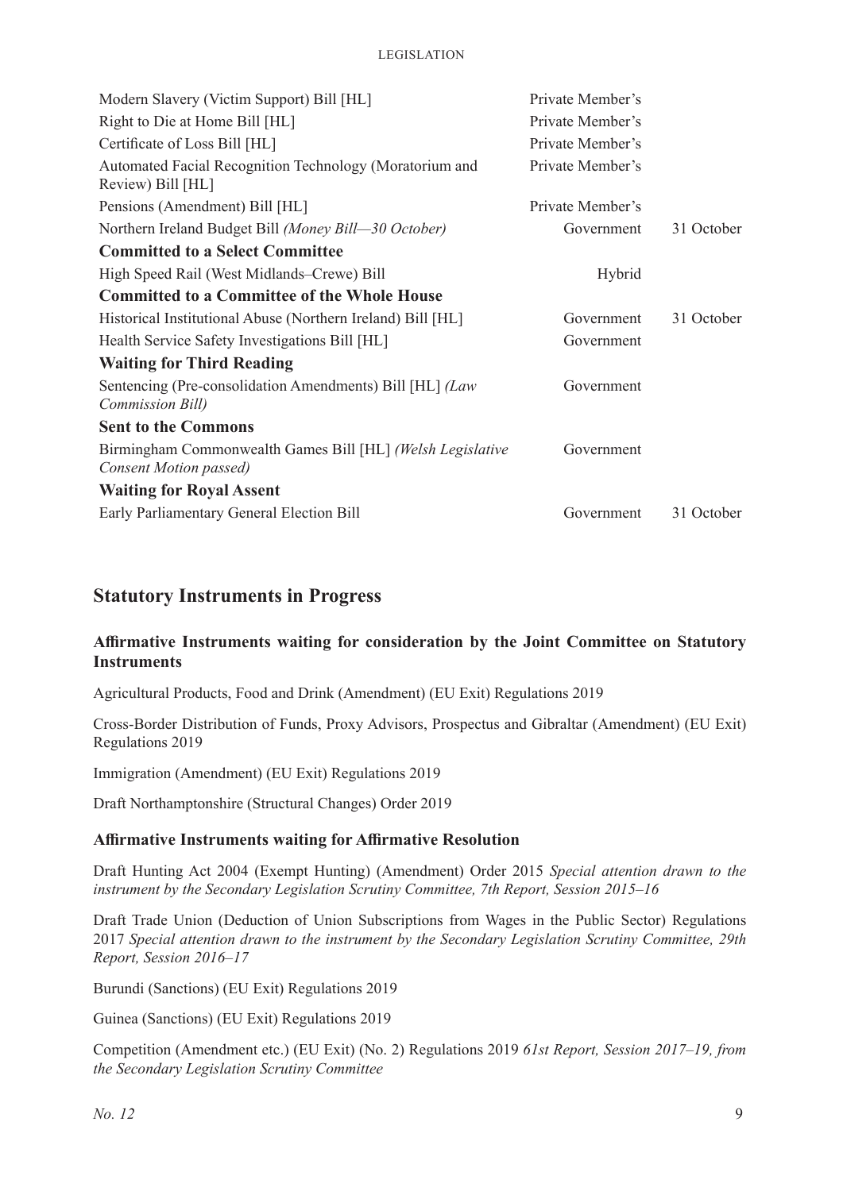| | | |
|---|---|---|
| Modern Slavery (Victim Support) Bill [HL] | Private Member's | |
| Right to Die at Home Bill [HL] | Private Member's | |
| Certificate of Loss Bill [HL] | Private Member's | |
| Automated Facial Recognition Technology (Moratorium and Review) Bill [HL] | Private Member's | |
| Pensions (Amendment) Bill [HL] | Private Member's | |
| Northern Ireland Budget Bill *(Money Bill—30 October)* | Government | 31 October |
| **Committed to a Select Committee** | | |
| High Speed Rail (West Midlands–Crewe) Bill | Hybrid | |
| **Committed to a Committee of the Whole House** | | |
| Historical Institutional Abuse (Northern Ireland) Bill [HL] | Government | 31 October |
| Health Service Safety Investigations Bill [HL] | Government | |
| **Waiting for Third Reading** | | |
| Sentencing (Pre-consolidation Amendments) Bill [HL] *(Law Commission Bill)* | Government | |
| **Sent to the Commons** | | |
| Birmingham Commonwealth Games Bill [HL] *(Welsh Legislative Consent Motion passed)* | Government | |
| **Waiting for Royal Assent** | | |
| Early Parliamentary General Election Bill | Government | 31 October |

## Statutory Instruments in Progress

### Affirmative Instruments waiting for consideration by the Joint Committee on Statutory Instruments

Agricultural Products, Food and Drink (Amendment) (EU Exit) Regulations 2019

Cross-Border Distribution of Funds, Proxy Advisors, Prospectus and Gibraltar (Amendment) (EU Exit) Regulations 2019

Immigration (Amendment) (EU Exit) Regulations 2019

Draft Northamptonshire (Structural Changes) Order 2019

### Affirmative Instruments waiting for Affirmative Resolution

Draft Hunting Act 2004 (Exempt Hunting) (Amendment) Order 2015 *Special attention drawn to the instrument by the Secondary Legislation Scrutiny Committee, 7th Report, Session 2015–16*

Draft Trade Union (Deduction of Union Subscriptions from Wages in the Public Sector) Regulations 2017 *Special attention drawn to the instrument by the Secondary Legislation Scrutiny Committee, 29th Report, Session 2016–17*

Burundi (Sanctions) (EU Exit) Regulations 2019

Guinea (Sanctions) (EU Exit) Regulations 2019

Competition (Amendment etc.) (EU Exit) (No. 2) Regulations 2019 *61st Report, Session 2017–19, from the Secondary Legislation Scrutiny Committee*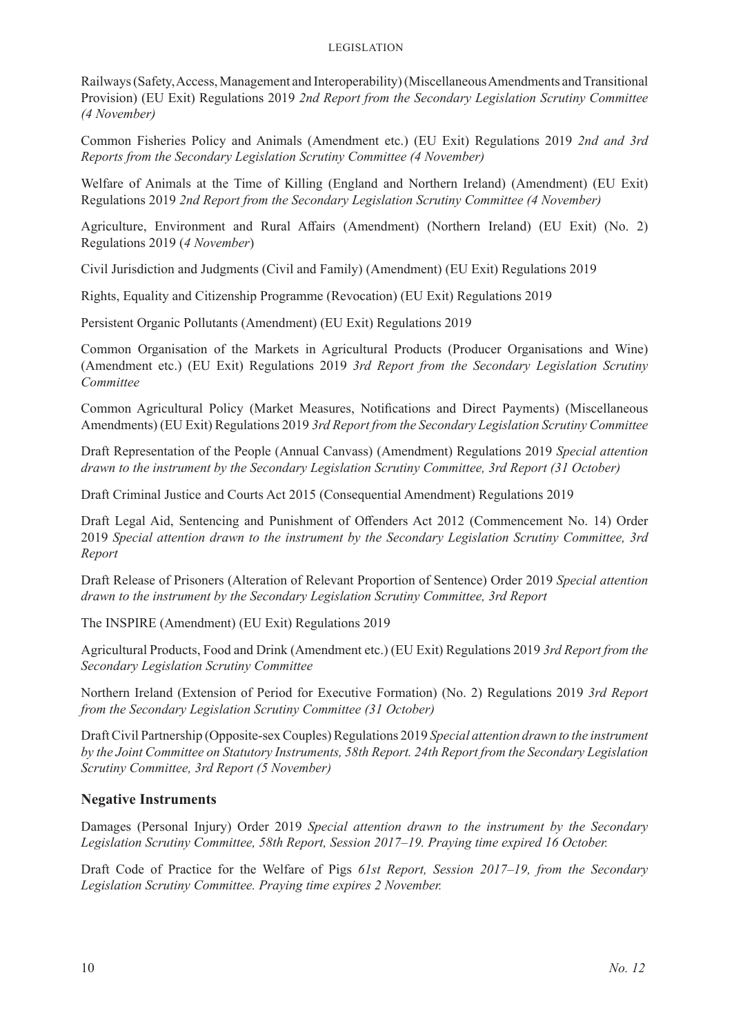Railways (Safety, Access, Management and Interoperability) (Miscellaneous Amendments and Transitional Provision) (EU Exit) Regulations 2019 *2nd Report from the Secondary Legislation Scrutiny Committee (4 November)*

Common Fisheries Policy and Animals (Amendment etc.) (EU Exit) Regulations 2019 *2nd and 3rd Reports from the Secondary Legislation Scrutiny Committee (4 November)*

Welfare of Animals at the Time of Killing (England and Northern Ireland) (Amendment) (EU Exit) Regulations 2019 *2nd Report from the Secondary Legislation Scrutiny Committee (4 November)*

Agriculture, Environment and Rural Affairs (Amendment) (Northern Ireland) (EU Exit) (No. 2) Regulations 2019 (*4 November*)

Civil Jurisdiction and Judgments (Civil and Family) (Amendment) (EU Exit) Regulations 2019

Rights, Equality and Citizenship Programme (Revocation) (EU Exit) Regulations 2019

Persistent Organic Pollutants (Amendment) (EU Exit) Regulations 2019

Common Organisation of the Markets in Agricultural Products (Producer Organisations and Wine) (Amendment etc.) (EU Exit) Regulations 2019 *3rd Report from the Secondary Legislation Scrutiny Committee*

Common Agricultural Policy (Market Measures, Notifications and Direct Payments) (Miscellaneous Amendments) (EU Exit) Regulations 2019 *3rd Report from the Secondary Legislation Scrutiny Committee*

Draft Representation of the People (Annual Canvass) (Amendment) Regulations 2019 *Special attention drawn to the instrument by the Secondary Legislation Scrutiny Committee, 3rd Report (31 October)*

Draft Criminal Justice and Courts Act 2015 (Consequential Amendment) Regulations 2019

Draft Legal Aid, Sentencing and Punishment of Offenders Act 2012 (Commencement No. 14) Order 2019 *Special attention drawn to the instrument by the Secondary Legislation Scrutiny Committee, 3rd Report*

Draft Release of Prisoners (Alteration of Relevant Proportion of Sentence) Order 2019 *Special attention drawn to the instrument by the Secondary Legislation Scrutiny Committee, 3rd Report*

The INSPIRE (Amendment) (EU Exit) Regulations 2019

Agricultural Products, Food and Drink (Amendment etc.) (EU Exit) Regulations 2019 *3rd Report from the Secondary Legislation Scrutiny Committee*

Northern Ireland (Extension of Period for Executive Formation) (No. 2) Regulations 2019 *3rd Report from the Secondary Legislation Scrutiny Committee (31 October)*

Draft Civil Partnership (Opposite-sex Couples) Regulations 2019 *Special attention drawn to the instrument by the Joint Committee on Statutory Instruments, 58th Report. 24th Report from the Secondary Legislation Scrutiny Committee, 3rd Report (5 November)*

## Negative Instruments

Damages (Personal Injury) Order 2019 *Special attention drawn to the instrument by the Secondary Legislation Scrutiny Committee, 58th Report, Session 2017–19. Praying time expired 16 October.*

Draft Code of Practice for the Welfare of Pigs *61st Report, Session 2017–19, from the Secondary Legislation Scrutiny Committee. Praying time expires 2 November.*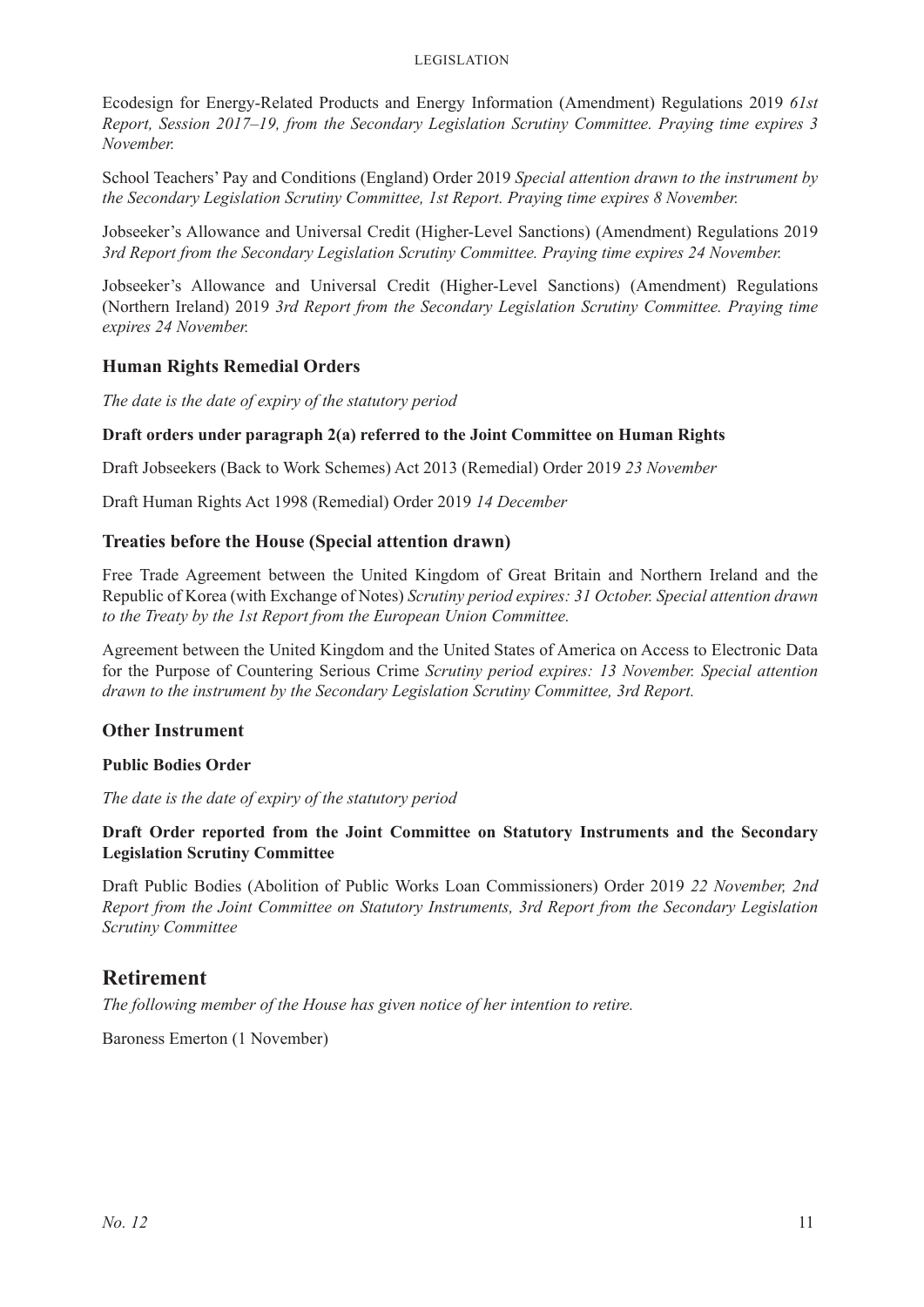Ecodesign for Energy-Related Products and Energy Information (Amendment) Regulations 2019 *61st Report, Session 2017–19, from the Secondary Legislation Scrutiny Committee. Praying time expires 3 November.*

School Teachers' Pay and Conditions (England) Order 2019 *Special attention drawn to the instrument by the Secondary Legislation Scrutiny Committee, 1st Report. Praying time expires 8 November.*

Jobseeker's Allowance and Universal Credit (Higher-Level Sanctions) (Amendment) Regulations 2019 *3rd Report from the Secondary Legislation Scrutiny Committee. Praying time expires 24 November.*

Jobseeker's Allowance and Universal Credit (Higher-Level Sanctions) (Amendment) Regulations (Northern Ireland) 2019 *3rd Report from the Secondary Legislation Scrutiny Committee. Praying time expires 24 November.*

### Human Rights Remedial Orders

*The date is the date of expiry of the statutory period*

**Draft orders under paragraph 2(a) referred to the Joint Committee on Human Rights**

Draft Jobseekers (Back to Work Schemes) Act 2013 (Remedial) Order 2019 *23 November*

Draft Human Rights Act 1998 (Remedial) Order 2019 *14 December*

### Treaties before the House (Special attention drawn)

Free Trade Agreement between the United Kingdom of Great Britain and Northern Ireland and the Republic of Korea (with Exchange of Notes) *Scrutiny period expires: 31 October. Special attention drawn to the Treaty by the 1st Report from the European Union Committee.*

Agreement between the United Kingdom and the United States of America on Access to Electronic Data for the Purpose of Countering Serious Crime *Scrutiny period expires: 13 November. Special attention drawn to the instrument by the Secondary Legislation Scrutiny Committee, 3rd Report.*

### Other Instrument

**Public Bodies Order**

*The date is the date of expiry of the statutory period*

**Draft Order reported from the Joint Committee on Statutory Instruments and the Secondary Legislation Scrutiny Committee**

Draft Public Bodies (Abolition of Public Works Loan Commissioners) Order 2019 *22 November, 2nd Report from the Joint Committee on Statutory Instruments, 3rd Report from the Secondary Legislation Scrutiny Committee*

## Retirement

*The following member of the House has given notice of her intention to retire.*

Baroness Emerton (1 November)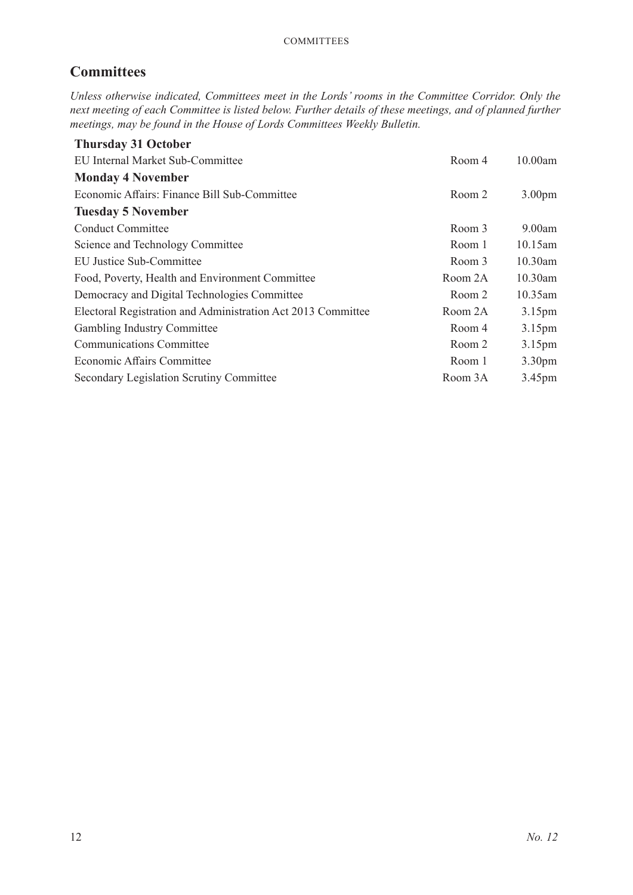## Committees

*Unless otherwise indicated, Committees meet in the Lords' rooms in the Committee Corridor. Only the next meeting of each Committee is listed below. Further details of these meetings, and of planned further meetings, may be found in the House of Lords Committees Weekly Bulletin.*

| | | |
|---|---|---|
| **Thursday 31 October** | | |
| EU Internal Market Sub-Committee | Room 4 | 10.00am |
| **Monday 4 November** | | |
| Economic Affairs: Finance Bill Sub-Committee | Room 2 | 3.00pm |
| **Tuesday 5 November** | | |
| Conduct Committee | Room 3 | 9.00am |
| Science and Technology Committee | Room 1 | 10.15am |
| EU Justice Sub-Committee | Room 3 | 10.30am |
| Food, Poverty, Health and Environment Committee | Room 2A | 10.30am |
| Democracy and Digital Technologies Committee | Room 2 | 10.35am |
| Electoral Registration and Administration Act 2013 Committee | Room 2A | 3.15pm |
| Gambling Industry Committee | Room 4 | 3.15pm |
| Communications Committee | Room 2 | 3.15pm |
| Economic Affairs Committee | Room 1 | 3.30pm |
| Secondary Legislation Scrutiny Committee | Room 3A | 3.45pm |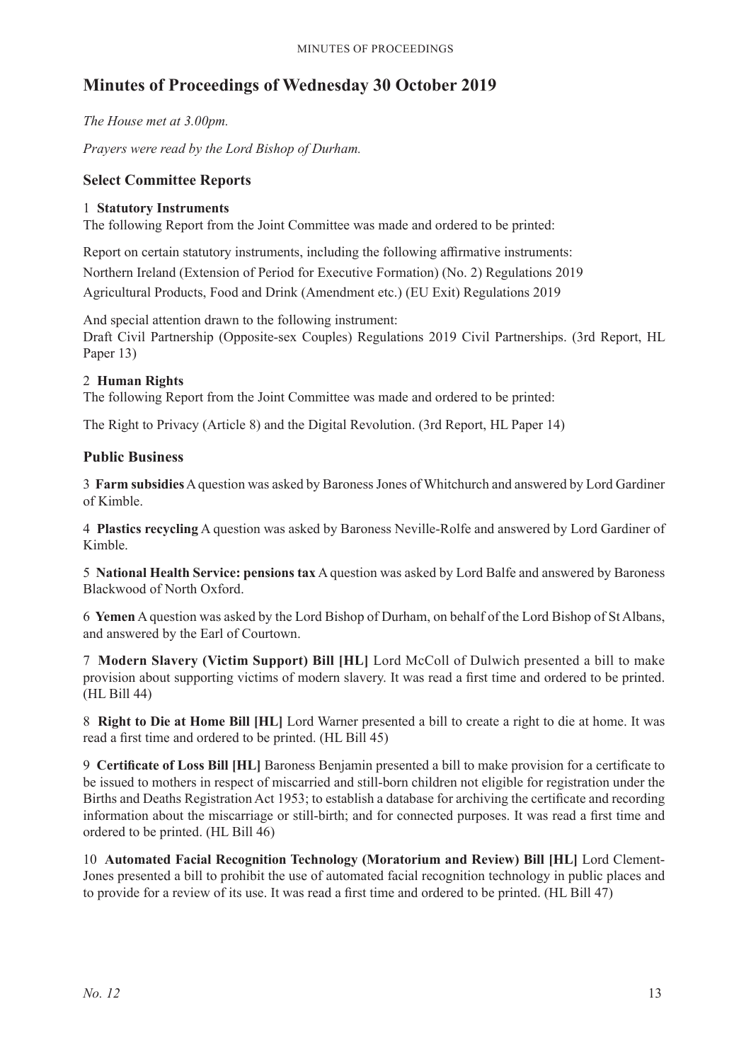# Minutes of Proceedings of Wednesday 30 October 2019

*The House met at 3.00pm.*

*Prayers were read by the Lord Bishop of Durham.*

## Select Committee Reports

1 **Statutory Instruments**
The following Report from the Joint Committee was made and ordered to be printed:

Report on certain statutory instruments, including the following affirmative instruments:

Northern Ireland (Extension of Period for Executive Formation) (No. 2) Regulations 2019

Agricultural Products, Food and Drink (Amendment etc.) (EU Exit) Regulations 2019

And special attention drawn to the following instrument:
Draft Civil Partnership (Opposite-sex Couples) Regulations 2019 Civil Partnerships. (3rd Report, HL Paper 13)

2 **Human Rights**
The following Report from the Joint Committee was made and ordered to be printed:

The Right to Privacy (Article 8) and the Digital Revolution. (3rd Report, HL Paper 14)

## Public Business

3 **Farm subsidies** A question was asked by Baroness Jones of Whitchurch and answered by Lord Gardiner of Kimble.

4 **Plastics recycling** A question was asked by Baroness Neville-Rolfe and answered by Lord Gardiner of Kimble.

5 **National Health Service: pensions tax** A question was asked by Lord Balfe and answered by Baroness Blackwood of North Oxford.

6 **Yemen** A question was asked by the Lord Bishop of Durham, on behalf of the Lord Bishop of St Albans, and answered by the Earl of Courtown.

7 **Modern Slavery (Victim Support) Bill [HL]** Lord McColl of Dulwich presented a bill to make provision about supporting victims of modern slavery. It was read a first time and ordered to be printed. (HL Bill 44)

8 **Right to Die at Home Bill [HL]** Lord Warner presented a bill to create a right to die at home. It was read a first time and ordered to be printed. (HL Bill 45)

9 **Certificate of Loss Bill [HL]** Baroness Benjamin presented a bill to make provision for a certificate to be issued to mothers in respect of miscarried and still-born children not eligible for registration under the Births and Deaths Registration Act 1953; to establish a database for archiving the certificate and recording information about the miscarriage or still-birth; and for connected purposes. It was read a first time and ordered to be printed. (HL Bill 46)

10 **Automated Facial Recognition Technology (Moratorium and Review) Bill [HL]** Lord Clement-Jones presented a bill to prohibit the use of automated facial recognition technology in public places and to provide for a review of its use. It was read a first time and ordered to be printed. (HL Bill 47)

*No. 12*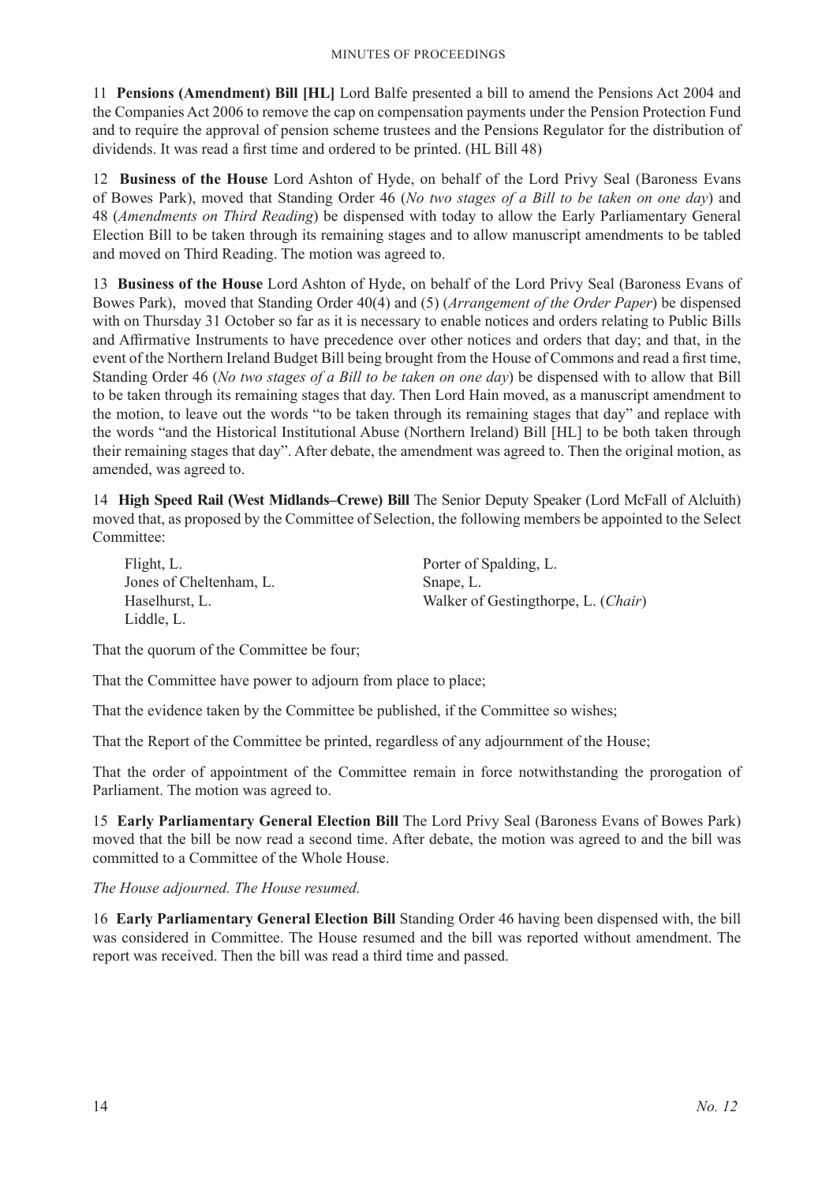11 **Pensions (Amendment) Bill [HL]** Lord Balfe presented a bill to amend the Pensions Act 2004 and the Companies Act 2006 to remove the cap on compensation payments under the Pension Protection Fund and to require the approval of pension scheme trustees and the Pensions Regulator for the distribution of dividends. It was read a first time and ordered to be printed. (HL Bill 48)

12 **Business of the House** Lord Ashton of Hyde, on behalf of the Lord Privy Seal (Baroness Evans of Bowes Park), moved that Standing Order 46 (*No two stages of a Bill to be taken on one day*) and 48 (*Amendments on Third Reading*) be dispensed with today to allow the Early Parliamentary General Election Bill to be taken through its remaining stages and to allow manuscript amendments to be tabled and moved on Third Reading. The motion was agreed to.

13 **Business of the House** Lord Ashton of Hyde, on behalf of the Lord Privy Seal (Baroness Evans of Bowes Park), moved that Standing Order 40(4) and (5) (*Arrangement of the Order Paper*) be dispensed with on Thursday 31 October so far as it is necessary to enable notices and orders relating to Public Bills and Affirmative Instruments to have precedence over other notices and orders that day; and that, in the event of the Northern Ireland Budget Bill being brought from the House of Commons and read a first time, Standing Order 46 (*No two stages of a Bill to be taken on one day*) be dispensed with to allow that Bill to be taken through its remaining stages that day. Then Lord Hain moved, as a manuscript amendment to the motion, to leave out the words "to be taken through its remaining stages that day" and replace with the words "and the Historical Institutional Abuse (Northern Ireland) Bill [HL] to be both taken through their remaining stages that day". After debate, the amendment was agreed to. Then the original motion, as amended, was agreed to.

14 **High Speed Rail (West Midlands–Crewe) Bill** The Senior Deputy Speaker (Lord McFall of Alcluith) moved that, as proposed by the Committee of Selection, the following members be appointed to the Select Committee:

Flight, L.
Jones of Cheltenham, L.
Haselhurst, L.
Liddle, L.
Porter of Spalding, L.
Snape, L.
Walker of Gestingthorpe, L. (*Chair*)

That the quorum of the Committee be four;

That the Committee have power to adjourn from place to place;

That the evidence taken by the Committee be published, if the Committee so wishes;

That the Report of the Committee be printed, regardless of any adjournment of the House;

That the order of appointment of the Committee remain in force notwithstanding the prorogation of Parliament. The motion was agreed to.

15 **Early Parliamentary General Election Bill** The Lord Privy Seal (Baroness Evans of Bowes Park) moved that the bill be now read a second time. After debate, the motion was agreed to and the bill was committed to a Committee of the Whole House.

*The House adjourned. The House resumed.*

16 **Early Parliamentary General Election Bill** Standing Order 46 having been dispensed with, the bill was considered in Committee. The House resumed and the bill was reported without amendment. The report was received. Then the bill was read a third time and passed.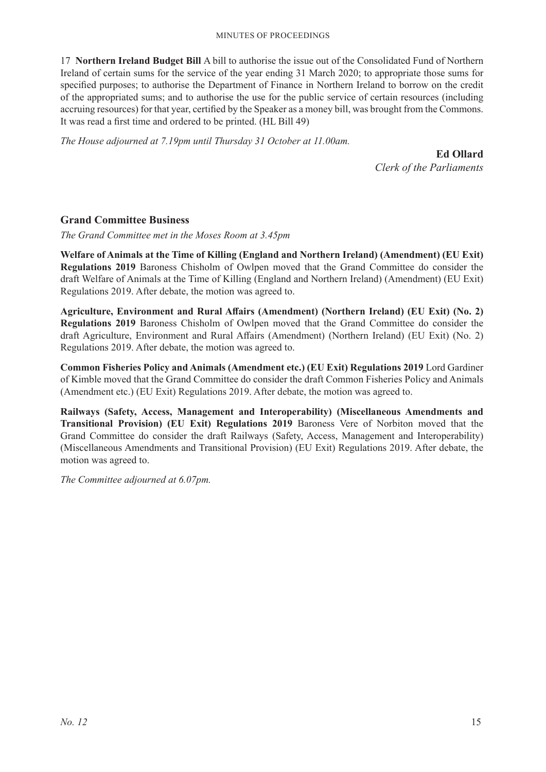17 **Northern Ireland Budget Bill** A bill to authorise the issue out of the Consolidated Fund of Northern Ireland of certain sums for the service of the year ending 31 March 2020; to appropriate those sums for specified purposes; to authorise the Department of Finance in Northern Ireland to borrow on the credit of the appropriated sums; and to authorise the use for the public service of certain resources (including accruing resources) for that year, certified by the Speaker as a money bill, was brought from the Commons. It was read a first time and ordered to be printed. (HL Bill 49)

*The House adjourned at 7.19pm until Thursday 31 October at 11.00am.*

**Ed Ollard**
*Clerk of the Parliaments*

## Grand Committee Business

*The Grand Committee met in the Moses Room at 3.45pm*

**Welfare of Animals at the Time of Killing (England and Northern Ireland) (Amendment) (EU Exit) Regulations 2019** Baroness Chisholm of Owlpen moved that the Grand Committee do consider the draft Welfare of Animals at the Time of Killing (England and Northern Ireland) (Amendment) (EU Exit) Regulations 2019. After debate, the motion was agreed to.

**Agriculture, Environment and Rural Affairs (Amendment) (Northern Ireland) (EU Exit) (No. 2) Regulations 2019** Baroness Chisholm of Owlpen moved that the Grand Committee do consider the draft Agriculture, Environment and Rural Affairs (Amendment) (Northern Ireland) (EU Exit) (No. 2) Regulations 2019. After debate, the motion was agreed to.

**Common Fisheries Policy and Animals (Amendment etc.) (EU Exit) Regulations 2019** Lord Gardiner of Kimble moved that the Grand Committee do consider the draft Common Fisheries Policy and Animals (Amendment etc.) (EU Exit) Regulations 2019. After debate, the motion was agreed to.

**Railways (Safety, Access, Management and Interoperability) (Miscellaneous Amendments and Transitional Provision) (EU Exit) Regulations 2019** Baroness Vere of Norbiton moved that the Grand Committee do consider the draft Railways (Safety, Access, Management and Interoperability) (Miscellaneous Amendments and Transitional Provision) (EU Exit) Regulations 2019. After debate, the motion was agreed to.

*The Committee adjourned at 6.07pm.*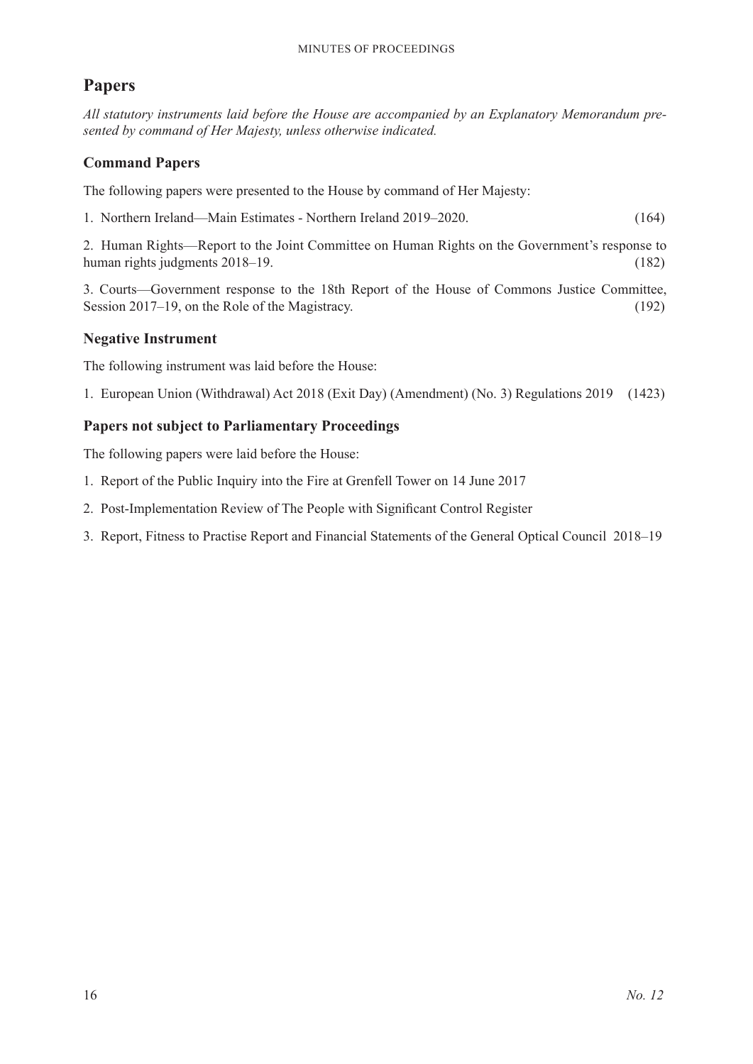## Papers

*All statutory instruments laid before the House are accompanied by an Explanatory Memorandum presented by command of Her Majesty, unless otherwise indicated.*

### Command Papers

The following papers were presented to the House by command of Her Majesty:

1. Northern Ireland—Main Estimates - Northern Ireland 2019–2020. (164)

2. Human Rights—Report to the Joint Committee on Human Rights on the Government's response to human rights judgments 2018–19. (182)

3. Courts—Government response to the 18th Report of the House of Commons Justice Committee, Session 2017–19, on the Role of the Magistracy. (192)

### Negative Instrument

The following instrument was laid before the House:

1. European Union (Withdrawal) Act 2018 (Exit Day) (Amendment) (No. 3) Regulations 2019 (1423)

### Papers not subject to Parliamentary Proceedings

The following papers were laid before the House:

1. Report of the Public Inquiry into the Fire at Grenfell Tower on 14 June 2017

2. Post-Implementation Review of The People with Significant Control Register

3. Report, Fitness to Practise Report and Financial Statements of the General Optical Council 2018–19